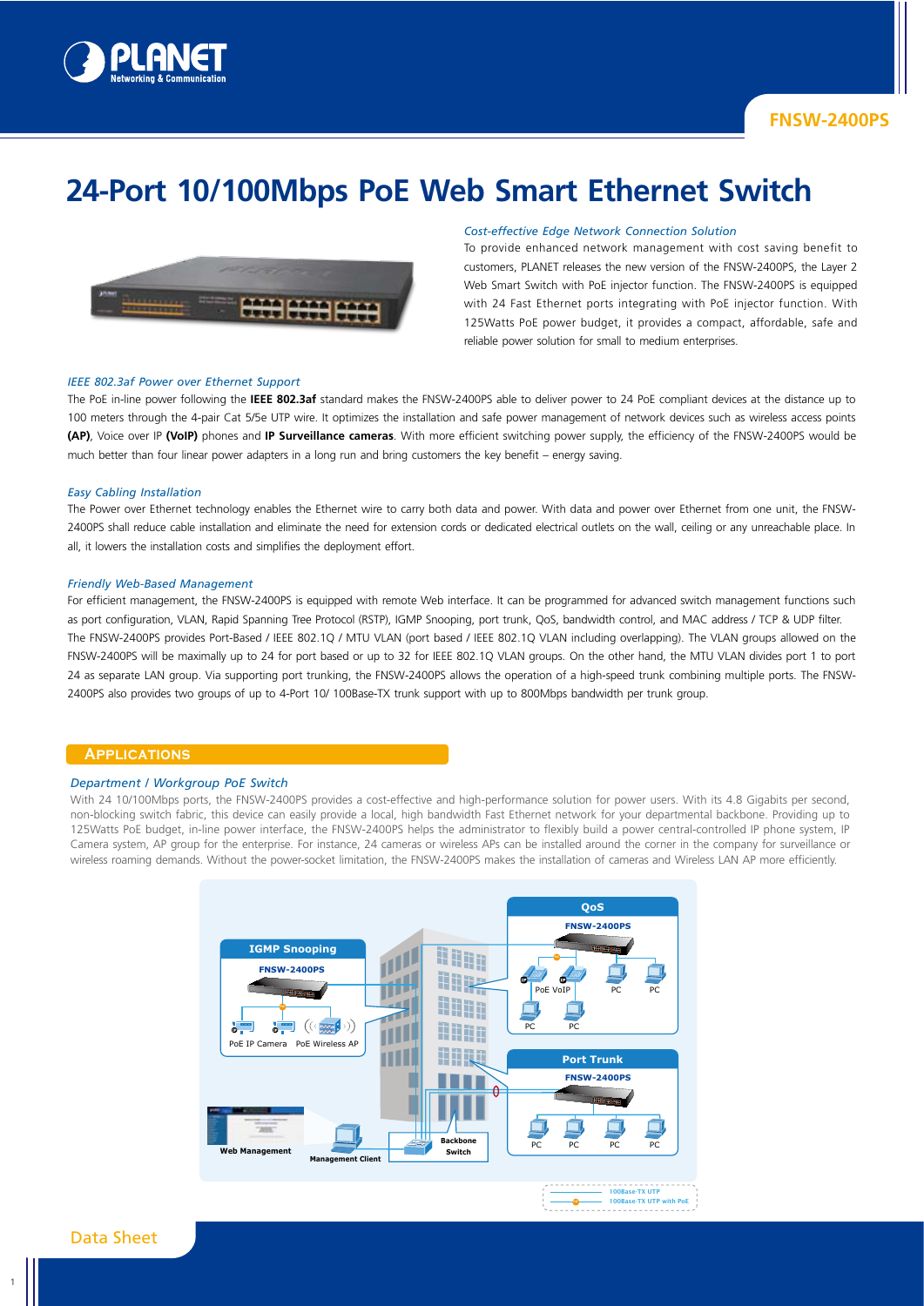FNSW-2400PS

# 24-Port 10/100Mbps PoE Web Smart Ethernet Switch

### *Cost-effective Edge Network Connection Solution*

To provide enhanced network management with cost saving benefit to customers, PLANET releases the new version of the FNSW-2400PS, the Layer 2 Web Smart Switch with PoE injector function. The FNSW-2400PS is equipped with 24 Fast Ethernet ports integrating with PoE injector function. With 125Watts PoE power budget, it provides a compact, affordable, safe and reliable power solution for small to medium enterprises.

### *IEEE 802.3af Power over Ethernet Support*

The PoE in-line power following the **IEEE 802.3af** standard makes the FNSW-2400PS able to deliver power to 24 PoE compliant devices at the distance up to 100 meters through the 4-pair Cat 5/5e UTP wire. It optimizes the installation and safe power management of network devices such as wireless access points **(AP)**, Voice over IP **(VoIP)** phones and **IP Surveillance cameras**. With more efficient switching power supply, the efficiency of the FNSW-2400PS would be much better than four linear power adapters in a long run and bring customers the key benefit – energy saving.

### *Easy Cabling Installation*

The Power over Ethernet technology enables the Ethernet wire to carry both data and power. With data and power over Ethernet from one unit, the FNSW-2400PS shall reduce cable installation and eliminate the need for extension cords or dedicated electrical outlets on the wall, ceiling or any unreachable place. In all, it lowers the installation costs and simplifies the deployment effort.

### *Friendly Web-Based Management*

For efficient management, the FNSW-2400PS is equipped with remote Web interface. It can be programmed for advanced switch management functions such as port configuration, VLAN, Rapid Spanning Tree Protocol (RSTP), IGMP Snooping, port trunk, QoS, bandwidth control, and MAC address / TCP & UDP filter. The FNSW-2400PS provides Port-Based / IEEE 802.1Q / MTU VLAN (port based / IEEE 802.1Q VLAN including overlapping). The VLAN groups allowed on the FNSW-2400PS will be maximally up to 24 for port based or up to 32 for IEEE 802.1Q VLAN groups. On the other hand, the MTU VLAN divides port 1 to port 24 as separate LAN group. Via supporting port trunking, the FNSW-2400PS allows the operation of a high-speed trunk combining multiple ports. The FNSW-2400PS also provides two groups of up to 4-Port 10/ 100Base-TX trunk support with up to 800Mbps bandwidth per trunk group.

## Applications

### *Department / Workgroup PoE Switch*

With 24 10/100Mbps ports, the FNSW-2400PS provides a cost-effective and high-performance solution for power users. With its 4.8 Gigabits per second, non-blocking switch fabric, this device can easily provide a local, high bandwidth Fast Ethernet network for your departmental backbone. Providing up to 125Watts PoE budget, in-line power interface, the FNSW-2400PS helps the administrator to flexibly build a power central-controlled IP phone system, IP Camera system, AP group for the enterprise. For instance, 24 cameras or wireless APs can be installed around the corner in the company for surveillance or wireless roaming demands. Without the power-socket limitation, the FNSW-2400PS makes the installation of cameras and Wireless LAN AP more efficiently.

QoS
FNSW-2400PS
PoE VoIP
PC
PC
PC
PC
IGMP Snooping
FNSW-2400PS
PoE IP Camera
PoE Wireless AP
Port Trunk
FNSW-2400PS
PC
PC
PC
PC
Web Management
Management Client
Backbone Switch
100Base-TX UTP
100Base-TX UTP with PoE

Data Sheet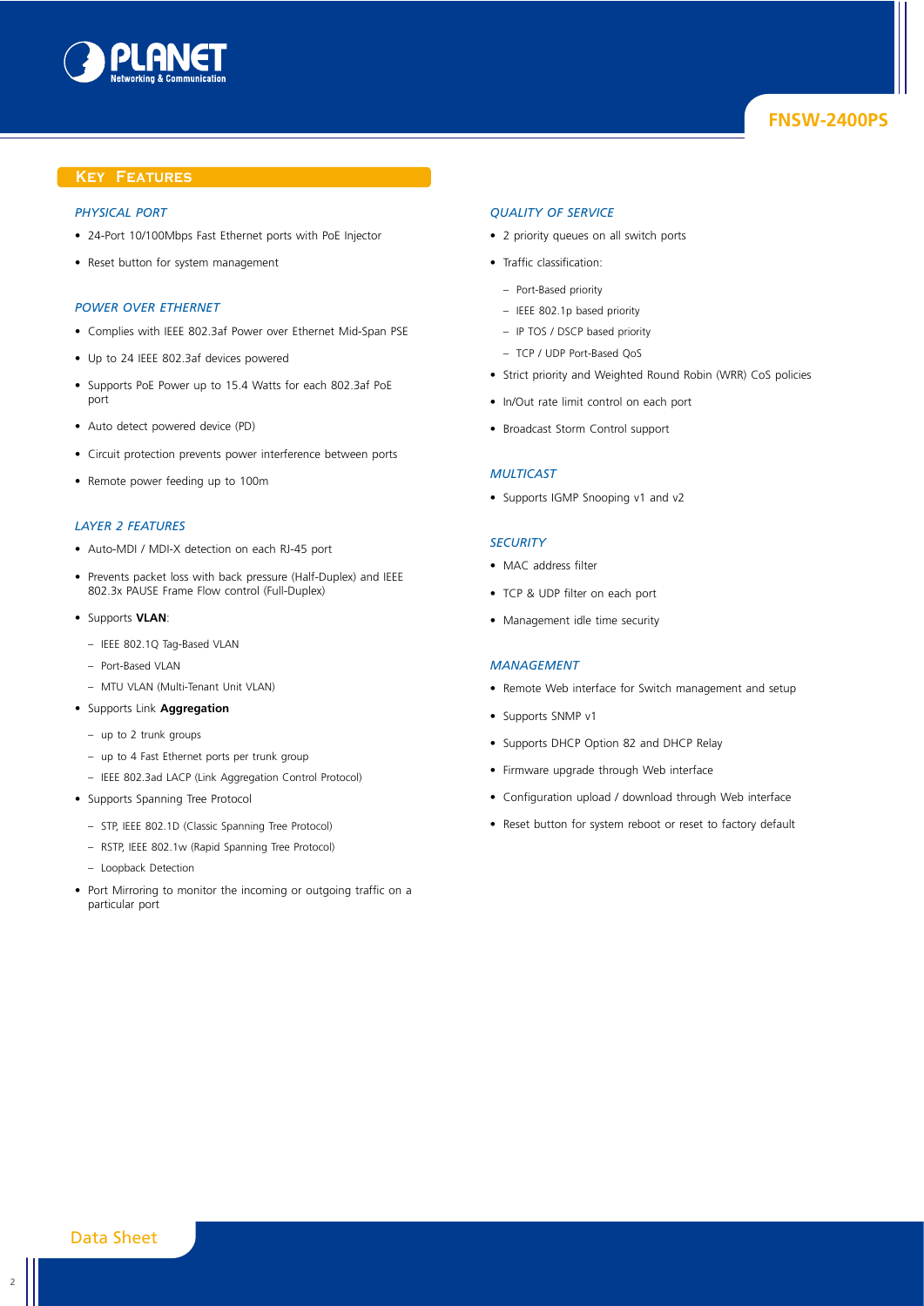## Key Features

### *Physical Port*

- 24-Port 10/100Mbps Fast Ethernet ports with PoE Injector
- Reset button for system management

### *Power over Ethernet*

- Complies with IEEE 802.3af Power over Ethernet Mid-Span PSE
- Up to 24 IEEE 802.3af devices powered
- Supports PoE Power up to 15.4 Watts for each 802.3af PoE port
- Auto detect powered device (PD)
- Circuit protection prevents power interference between ports
- Remote power feeding up to 100m

### *Layer 2 Features*

- Auto-MDI / MDI-X detection on each RJ-45 port
- Prevents packet loss with back pressure (Half-Duplex) and IEEE 802.3x PAUSE Frame Flow control (Full-Duplex)
- Supports **VLAN**:
  - IEEE 802.1Q Tag-Based VLAN
  - Port-Based VLAN
  - MTU VLAN (Multi-Tenant Unit VLAN)
- Supports Link **Aggregation**
  - up to 2 trunk groups
  - up to 4 Fast Ethernet ports per trunk group
  - IEEE 802.3ad LACP (Link Aggregation Control Protocol)
- Supports Spanning Tree Protocol
  - STP, IEEE 802.1D (Classic Spanning Tree Protocol)
  - RSTP, IEEE 802.1w (Rapid Spanning Tree Protocol)
  - Loopback Detection
- Port Mirroring to monitor the incoming or outgoing traffic on a particular port

### *Quality of Service*

- 2 priority queues on all switch ports
- Traffic classification:
  - Port-Based priority
  - IEEE 802.1p based priority
  - IP TOS / DSCP based priority
  - TCP / UDP Port-Based QoS
- Strict priority and Weighted Round Robin (WRR) CoS policies
- In/Out rate limit control on each port
- Broadcast Storm Control support

### *Multicast*

- Supports IGMP Snooping v1 and v2

### *Security*

- MAC address filter
- TCP & UDP filter on each port
- Management idle time security

### *Management*

- Remote Web interface for Switch management and setup
- Supports SNMP v1
- Supports DHCP Option 82 and DHCP Relay
- Firmware upgrade through Web interface
- Configuration upload / download through Web interface
- Reset button for system reboot or reset to factory default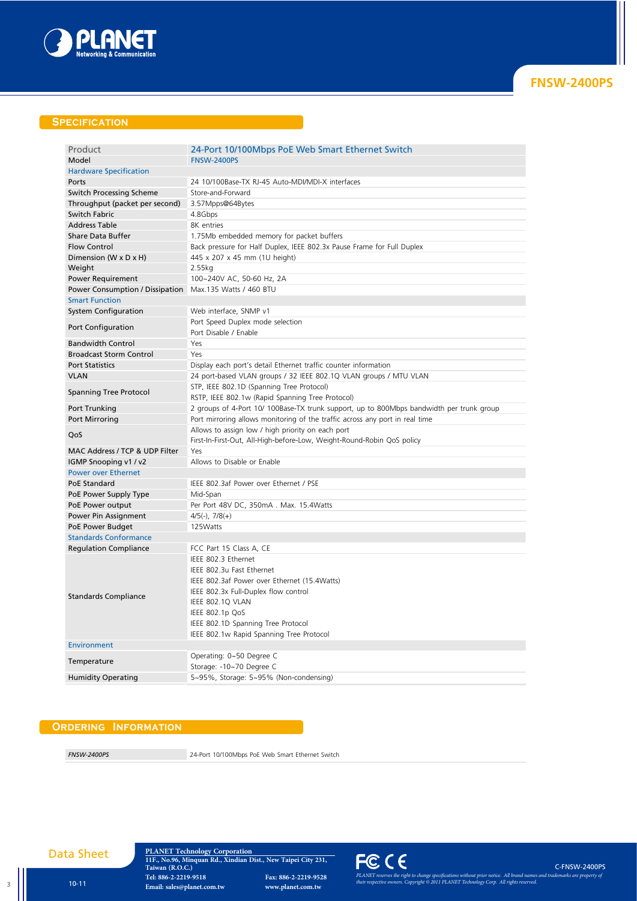## Specification

| | |
|---|---|
| Product | 24-Port 10/100Mbps PoE Web Smart Ethernet Switch |
| Model | FNSW-2400PS |
| **Hardware Specification** | |
| Ports | 24 10/100Base-TX RJ-45 Auto-MDI/MDI-X interfaces |
| Switch Processing Scheme | Store-and-Forward |
| Throughput (packet per second) | 3.57Mpps@64Bytes |
| Switch Fabric | 4.8Gbps |
| Address Table | 8K entries |
| Share Data Buffer | 1.75Mb embedded memory for packet buffers |
| Flow Control | Back pressure for Half Duplex, IEEE 802.3x Pause Frame for Full Duplex |
| Dimension (W x D x H) | 445 x 207 x 45 mm (1U height) |
| Weight | 2.55kg |
| Power Requirement | 100~240V AC, 50-60 Hz, 2A |
| Power Consumption / Dissipation | Max.135 Watts / 460 BTU |
| **Smart Function** | |
| System Configuration | Web interface, SNMP v1 |
| Port Configuration | Port Speed Duplex mode selection<br>Port Disable / Enable |
| Bandwidth Control | Yes |
| Broadcast Storm Control | Yes |
| Port Statistics | Display each port's detail Ethernet traffic counter information |
| VLAN | 24 port-based VLAN groups / 32 IEEE 802.1Q VLAN groups / MTU VLAN |
| Spanning Tree Protocol | STP, IEEE 802.1D (Spanning Tree Protocol)<br>RSTP, IEEE 802.1w (Rapid Spanning Tree Protocol) |
| Port Trunking | 2 groups of 4-Port 10/ 100Base-TX trunk support, up to 800Mbps bandwidth per trunk group |
| Port Mirroring | Port mirroring allows monitoring of the traffic across any port in real time |
| QoS | Allows to assign low / high priority on each port<br>First-In-First-Out, All-High-before-Low, Weight-Round-Robin QoS policy |
| MAC Address / TCP & UDP Filter | Yes |
| IGMP Snooping v1 / v2 | Allows to Disable or Enable |
| **Power over Ethernet** | |
| PoE Standard | IEEE 802.3af Power over Ethernet / PSE |
| PoE Power Supply Type | Mid-Span |
| PoE Power output | Per Port 48V DC, 350mA . Max. 15.4Watts |
| Power Pin Assignment | 4/5(-), 7/8(+) |
| PoE Power Budget | 125Watts |
| **Standards Conformance** | |
| Regulation Compliance | FCC Part 15 Class A, CE |
| Standards Compliance | IEEE 802.3 Ethernet<br>IEEE 802.3u Fast Ethernet<br>IEEE 802.3af Power over Ethernet (15.4Watts)<br>IEEE 802.3x Full-Duplex flow control<br>IEEE 802.1Q VLAN<br>IEEE 802.1p QoS<br>IEEE 802.1D Spanning Tree Protocol<br>IEEE 802.1w Rapid Spanning Tree Protocol |
| **Environment** | |
| Temperature | Operating: 0~50 Degree C<br>Storage: -10~70 Degree C |
| Humidity Operating | 5~95%, Storage: 5~95% (Non-condensing) |

## Ordering Information

| | |
|---|---|
| *FNSW-2400PS* | 24-Port 10/100Mbps PoE Web Smart Ethernet Switch |

Data Sheet

**PLANET Technology Corporation**
**11F., No.96, Minquan Rd., Xindian Dist., New Taipei City 231, Taiwan (R.O.C.)**
**Tel: 886-2-2219-9518** **Fax: 886-2-2219-9528**
**Email: sales@planet.com.tw** **www.planet.com.tw**

*PLANET reserves the right to change specifications without prior notice. All brand names and trademarks are property of their respective owners. Copyright © 2011 PLANET Technology Corp. All rights reserved.*

C-FNSW-2400PS

10-11